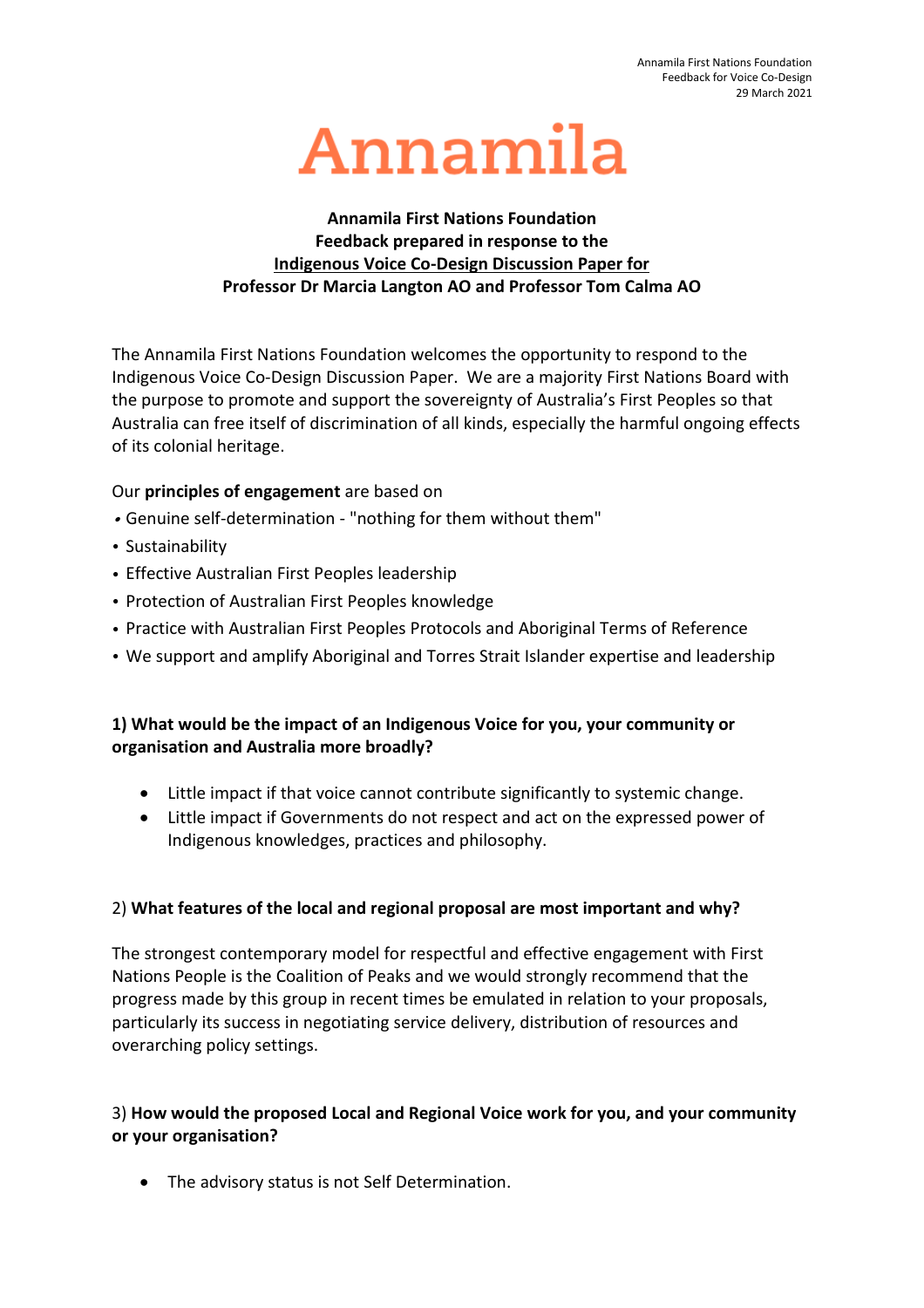Annamila First Nations Foundation
Feedback for Voice Co-Design
29 March 2021

# Annamila

**Annamila First Nations Foundation**
**Feedback prepared in response to the**
**Indigenous Voice Co-Design Discussion Paper for**
**Professor Dr Marcia Langton AO and Professor Tom Calma AO**

The Annamila First Nations Foundation welcomes the opportunity to respond to the Indigenous Voice Co-Design Discussion Paper. We are a majority First Nations Board with the purpose to promote and support the sovereignty of Australia's First Peoples so that Australia can free itself of discrimination of all kinds, especially the harmful ongoing effects of its colonial heritage.

Our **principles of engagement** are based on

- Genuine self-determination - "nothing for them without them"
- Sustainability
- Effective Australian First Peoples leadership
- Protection of Australian First Peoples knowledge
- Practice with Australian First Peoples Protocols and Aboriginal Terms of Reference
- We support and amplify Aboriginal and Torres Strait Islander expertise and leadership

**1) What would be the impact of an Indigenous Voice for you, your community or organisation and Australia more broadly?**

- Little impact if that voice cannot contribute significantly to systemic change.
- Little impact if Governments do not respect and act on the expressed power of Indigenous knowledges, practices and philosophy.

2) **What features of the local and regional proposal are most important and why?**

The strongest contemporary model for respectful and effective engagement with First Nations People is the Coalition of Peaks and we would strongly recommend that the progress made by this group in recent times be emulated in relation to your proposals, particularly its success in negotiating service delivery, distribution of resources and overarching policy settings.

3) **How would the proposed Local and Regional Voice work for you, and your community or your organisation?**

- The advisory status is not Self Determination.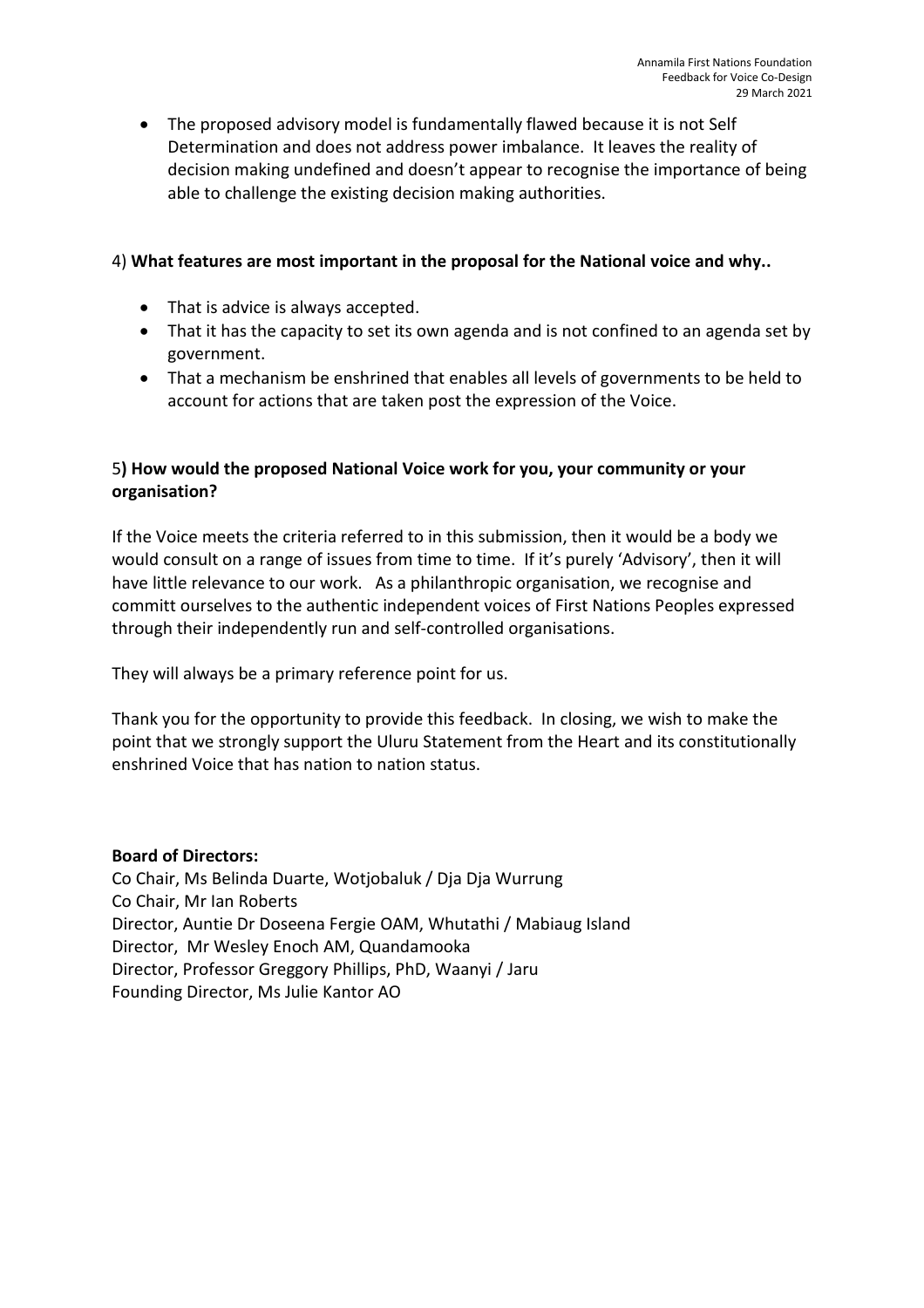- The proposed advisory model is fundamentally flawed because it is not Self Determination and does not address power imbalance. It leaves the reality of decision making undefined and doesn't appear to recognise the importance of being able to challenge the existing decision making authorities.

4) **What features are most important in the proposal for the National voice and why..**

- That is advice is always accepted.
- That it has the capacity to set its own agenda and is not confined to an agenda set by government.
- That a mechanism be enshrined that enables all levels of governments to be held to account for actions that are taken post the expression of the Voice.

5**) How would the proposed National Voice work for you, your community or your organisation?**

If the Voice meets the criteria referred to in this submission, then it would be a body we would consult on a range of issues from time to time. If it's purely 'Advisory', then it will have little relevance to our work. As a philanthropic organisation, we recognise and committ ourselves to the authentic independent voices of First Nations Peoples expressed through their independently run and self-controlled organisations.

They will always be a primary reference point for us.

Thank you for the opportunity to provide this feedback. In closing, we wish to make the point that we strongly support the Uluru Statement from the Heart and its constitutionally enshrined Voice that has nation to nation status.

**Board of Directors:**
Co Chair, Ms Belinda Duarte, Wotjobaluk / Dja Dja Wurrung
Co Chair, Mr Ian Roberts
Director, Auntie Dr Doseena Fergie OAM, Whutathi / Mabiaug Island
Director, Mr Wesley Enoch AM, Quandamooka
Director, Professor Greggory Phillips, PhD, Waanyi / Jaru
Founding Director, Ms Julie Kantor AO